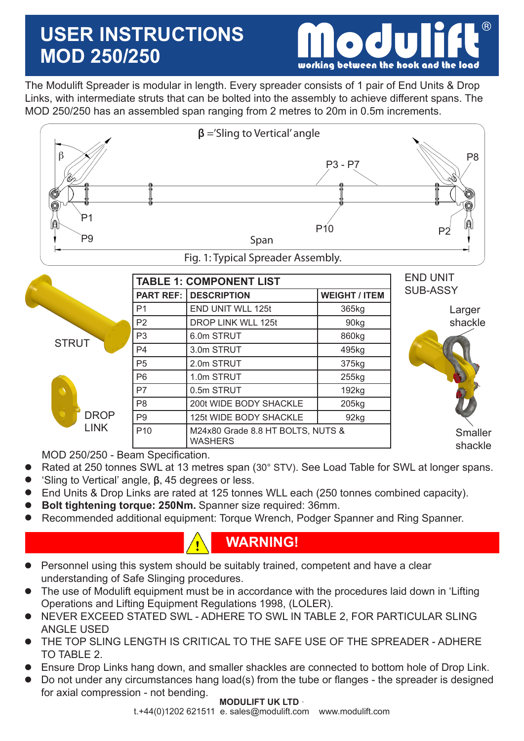# USER INSTRUCTIONS MOD 250/250

Modulift® working between the hook and the load

The Modulift Spreader is modular in length. Every spreader consists of 1 pair of End Units & Drop Links, with intermediate struts that can be bolted into the assembly to achieve different spans. The MOD 250/250 has an assembled span ranging from 2 metres to 20m in 0.5m increments.

β ='Sling to Vertical' angle

β P1 P9 P3 - P7 P10 P8 P2 Span

Fig. 1: Typical Spreader Assembly.

STRUT

DROP LINK

| TABLE 1: COMPONENT LIST | | |
|---|---|---|
| PART REF: | DESCRIPTION | WEIGHT / ITEM |
| P1 | END UNIT WLL 125t | 365kg |
| P2 | DROP LINK WLL 125t | 90kg |
| P3 | 6.0m STRUT | 860kg |
| P4 | 3.0m STRUT | 495kg |
| P5 | 2.0m STRUT | 375kg |
| P6 | 1.0m STRUT | 255kg |
| P7 | 0.5m STRUT | 192kg |
| P8 | 200t WIDE BODY SHACKLE | 205kg |
| P9 | 125t WIDE BODY SHACKLE | 92kg |
| P10 | M24x80 Grade 8.8 HT BOLTS, NUTS & WASHERS | |

END UNIT SUB-ASSY

Larger shackle

Smaller shackle

MOD 250/250 - Beam Specification.

- Rated at 250 tonnes SWL at 13 metres span (30° STV). See Load Table for SWL at longer spans.
- 'Sling to Vertical' angle, β, 45 degrees or less.
- End Units & Drop Links are rated at 125 tonnes WLL each (250 tonnes combined capacity).
- **Bolt tightening torque: 250Nm.** Spanner size required: 36mm.
- Recommended additional equipment: Torque Wrench, Podger Spanner and Ring Spanner.

## WARNING!

- Personnel using this system should be suitably trained, competent and have a clear understanding of Safe Slinging procedures.
- The use of Modulift equipment must be in accordance with the procedures laid down in 'Lifting Operations and Lifting Equipment Regulations 1998, (LOLER).
- NEVER EXCEED STATED SWL - ADHERE TO SWL IN TABLE 2, FOR PARTICULAR SLING ANGLE USED
- THE TOP SLING LENGTH IS CRITICAL TO THE SAFE USE OF THE SPREADER - ADHERE TO TABLE 2.
- Ensure Drop Links hang down, and smaller shackles are connected to bottom hole of Drop Link.
- Do not under any circumstances hang load(s) from the tube or flanges - the spreader is designed for axial compression - not bending.

**MODULIFT UK LTD**
t.+44(0)1202 621511 e. sales@modulift.com www.modulift.com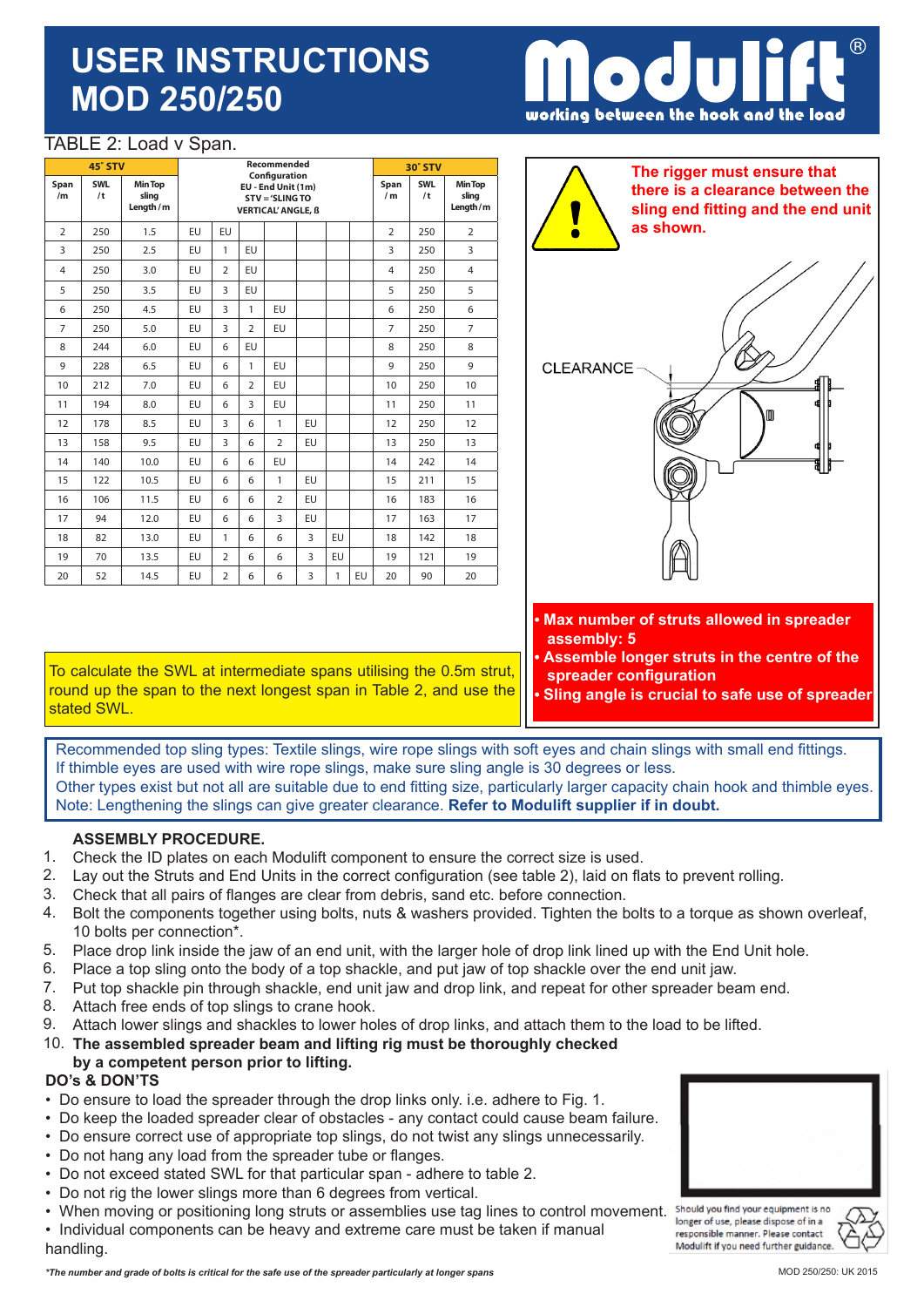# USER INSTRUCTIONS
# MOD 250/250

Modulift®
working between the hook and the load

TABLE 2: Load v Span.

| 45° STV | | | Recommended Configuration EU - End Unit (1m) STV = 'SLING TO VERTICAL' ANGLE, ß | | | | | | | 30° STV | | |
|---|---|---|---|---|---|---|---|---|---|---|---|---|
| Span /m | SWL /t | Min Top sling Length /m | | | | | | | | Span /m | SWL /t | Min Top sling Length /m |
| 2 | 250 | 1.5 | EU | EU | | | | | | 2 | 250 | 2 |
| 3 | 250 | 2.5 | EU | 1 | EU | | | | | 3 | 250 | 3 |
| 4 | 250 | 3.0 | EU | 2 | EU | | | | | 4 | 250 | 4 |
| 5 | 250 | 3.5 | EU | 3 | EU | | | | | 5 | 250 | 5 |
| 6 | 250 | 4.5 | EU | 3 | 1 | EU | | | | 6 | 250 | 6 |
| 7 | 250 | 5.0 | EU | 3 | 2 | EU | | | | 7 | 250 | 7 |
| 8 | 244 | 6.0 | EU | 6 | EU | | | | | 8 | 250 | 8 |
| 9 | 228 | 6.5 | EU | 6 | 1 | EU | | | | 9 | 250 | 9 |
| 10 | 212 | 7.0 | EU | 6 | 2 | EU | | | | 10 | 250 | 10 |
| 11 | 194 | 8.0 | EU | 6 | 3 | EU | | | | 11 | 250 | 11 |
| 12 | 178 | 8.5 | EU | 3 | 6 | 1 | EU | | | 12 | 250 | 12 |
| 13 | 158 | 9.5 | EU | 3 | 6 | 2 | EU | | | 13 | 250 | 13 |
| 14 | 140 | 10.0 | EU | 6 | 6 | EU | | | | 14 | 242 | 14 |
| 15 | 122 | 10.5 | EU | 6 | 6 | 1 | EU | | | 15 | 211 | 15 |
| 16 | 106 | 11.5 | EU | 6 | 6 | 2 | EU | | | 16 | 183 | 16 |
| 17 | 94 | 12.0 | EU | 6 | 6 | 3 | EU | | | 17 | 163 | 17 |
| 18 | 82 | 13.0 | EU | 1 | 6 | 6 | 3 | EU | | 18 | 142 | 18 |
| 19 | 70 | 13.5 | EU | 2 | 6 | 6 | 3 | EU | | 19 | 121 | 19 |
| 20 | 52 | 14.5 | EU | 2 | 6 | 6 | 3 | 1 | EU | 20 | 90 | 20 |

**The rigger must ensure that there is a clearance between the sling end fitting and the end unit as shown.**

CLEARANCE

To calculate the SWL at intermediate spans utilising the 0.5m strut, round up the span to the next longest span in Table 2, and use the stated SWL.

- **Max number of struts allowed in spreader assembly: 5**
- **Assemble longer struts in the centre of the spreader configuration**
- **Sling angle is crucial to safe use of spreader**

Recommended top sling types: Textile slings, wire rope slings with soft eyes and chain slings with small end fittings.
If thimble eyes are used with wire rope slings, make sure sling angle is 30 degrees or less.
Other types exist but not all are suitable due to end fitting size, particularly larger capacity chain hook and thimble eyes.
Note: Lengthening the slings can give greater clearance. **Refer to Modulift supplier if in doubt.**

### ASSEMBLY PROCEDURE.

1. Check the ID plates on each Modulift component to ensure the correct size is used.
2. Lay out the Struts and End Units in the correct configuration (see table 2), laid on flats to prevent rolling.
3. Check that all pairs of flanges are clear from debris, sand etc. before connection.
4. Bolt the components together using bolts, nuts & washers provided. Tighten the bolts to a torque as shown overleaf, 10 bolts per connection*.
5. Place drop link inside the jaw of an end unit, with the larger hole of drop link lined up with the End Unit hole.
6. Place a top sling onto the body of a top shackle, and put jaw of top shackle over the end unit jaw.
7. Put top shackle pin through shackle, end unit jaw and drop link, and repeat for other spreader beam end.
8. Attach free ends of top slings to crane hook.
9. Attach lower slings and shackles to lower holes of drop links, and attach them to the load to be lifted.
10. **The assembled spreader beam and lifting rig must be thoroughly checked by a competent person prior to lifting.**

### DO's & DON'TS

- Do ensure to load the spreader through the drop links only. i.e. adhere to Fig. 1.
- Do keep the loaded spreader clear of obstacles - any contact could cause beam failure.
- Do ensure correct use of appropriate top slings, do not twist any slings unnecessarily.
- Do not hang any load from the spreader tube or flanges.
- Do not exceed stated SWL for that particular span - adhere to table 2.
- Do not rig the lower slings more than 6 degrees from vertical.
- When moving or positioning long struts or assemblies use tag lines to control movement.
- Individual components can be heavy and extreme care must be taken if manual handling.

Should you find your equipment is no longer of use, please dispose of in a responsible manner. Please contact Modulift if you need further guidance.

*\*The number and grade of bolts is critical for the safe use of the spreader particularly at longer spans*

MOD 250/250: UK 2015